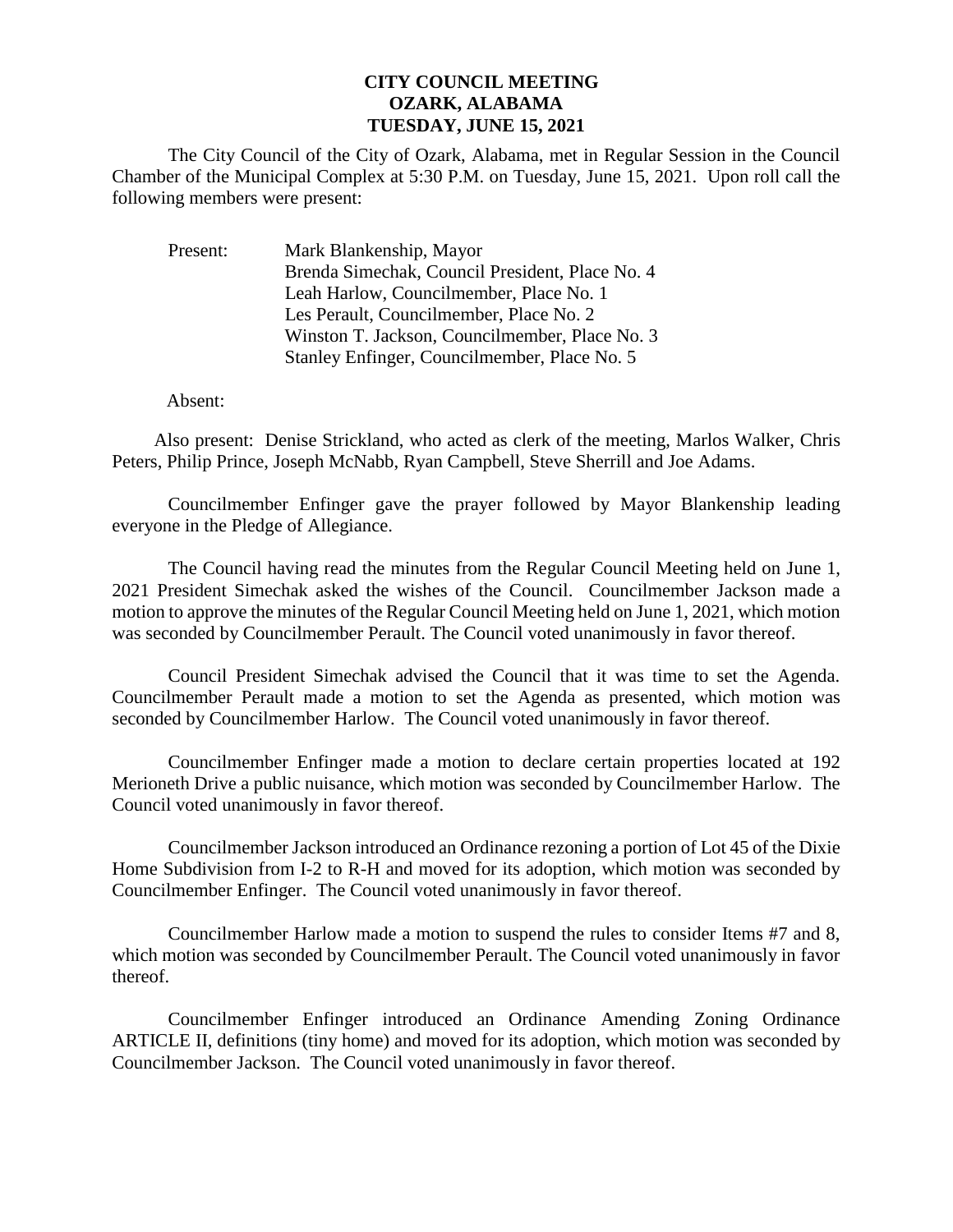# CITY COUNCIL MEETING
## OZARK, ALABAMA
## TUESDAY, JUNE 15, 2021

The City Council of the City of Ozark, Alabama, met in Regular Session in the Council Chamber of the Municipal Complex at 5:30 P.M. on Tuesday, June 15, 2021. Upon roll call the following members were present:

Present:
- Mark Blankenship, Mayor
- Brenda Simechak, Council President, Place No. 4
- Leah Harlow, Councilmember, Place No. 1
- Les Perault, Councilmember, Place No. 2
- Winston T. Jackson, Councilmember, Place No. 3
- Stanley Enfinger, Councilmember, Place No. 5

Absent:

Also present: Denise Strickland, who acted as clerk of the meeting, Marlos Walker, Chris Peters, Philip Prince, Joseph McNabb, Ryan Campbell, Steve Sherrill and Joe Adams.

Councilmember Enfinger gave the prayer followed by Mayor Blankenship leading everyone in the Pledge of Allegiance.

The Council having read the minutes from the Regular Council Meeting held on June 1, 2021 President Simechak asked the wishes of the Council. Councilmember Jackson made a motion to approve the minutes of the Regular Council Meeting held on June 1, 2021, which motion was seconded by Councilmember Perault. The Council voted unanimously in favor thereof.

Council President Simechak advised the Council that it was time to set the Agenda. Councilmember Perault made a motion to set the Agenda as presented, which motion was seconded by Councilmember Harlow. The Council voted unanimously in favor thereof.

Councilmember Enfinger made a motion to declare certain properties located at 192 Merioneth Drive a public nuisance, which motion was seconded by Councilmember Harlow. The Council voted unanimously in favor thereof.

Councilmember Jackson introduced an Ordinance rezoning a portion of Lot 45 of the Dixie Home Subdivision from I-2 to R-H and moved for its adoption, which motion was seconded by Councilmember Enfinger. The Council voted unanimously in favor thereof.

Councilmember Harlow made a motion to suspend the rules to consider Items #7 and 8, which motion was seconded by Councilmember Perault. The Council voted unanimously in favor thereof.

Councilmember Enfinger introduced an Ordinance Amending Zoning Ordinance ARTICLE II, definitions (tiny home) and moved for its adoption, which motion was seconded by Councilmember Jackson. The Council voted unanimously in favor thereof.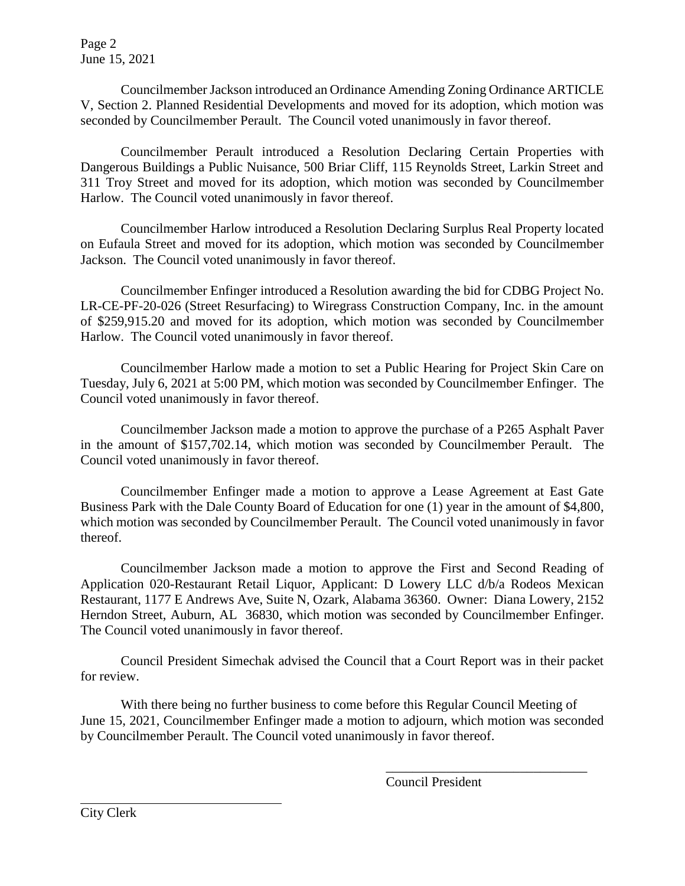Councilmember Jackson introduced an Ordinance Amending Zoning Ordinance ARTICLE V, Section 2. Planned Residential Developments and moved for its adoption, which motion was seconded by Councilmember Perault. The Council voted unanimously in favor thereof.

Councilmember Perault introduced a Resolution Declaring Certain Properties with Dangerous Buildings a Public Nuisance, 500 Briar Cliff, 115 Reynolds Street, Larkin Street and 311 Troy Street and moved for its adoption, which motion was seconded by Councilmember Harlow. The Council voted unanimously in favor thereof.

Councilmember Harlow introduced a Resolution Declaring Surplus Real Property located on Eufaula Street and moved for its adoption, which motion was seconded by Councilmember Jackson. The Council voted unanimously in favor thereof.

Councilmember Enfinger introduced a Resolution awarding the bid for CDBG Project No. LR-CE-PF-20-026 (Street Resurfacing) to Wiregrass Construction Company, Inc. in the amount of $259,915.20 and moved for its adoption, which motion was seconded by Councilmember Harlow. The Council voted unanimously in favor thereof.

Councilmember Harlow made a motion to set a Public Hearing for Project Skin Care on Tuesday, July 6, 2021 at 5:00 PM, which motion was seconded by Councilmember Enfinger. The Council voted unanimously in favor thereof.

Councilmember Jackson made a motion to approve the purchase of a P265 Asphalt Paver in the amount of $157,702.14, which motion was seconded by Councilmember Perault. The Council voted unanimously in favor thereof.

Councilmember Enfinger made a motion to approve a Lease Agreement at East Gate Business Park with the Dale County Board of Education for one (1) year in the amount of $4,800, which motion was seconded by Councilmember Perault. The Council voted unanimously in favor thereof.

Councilmember Jackson made a motion to approve the First and Second Reading of Application 020-Restaurant Retail Liquor, Applicant: D Lowery LLC d/b/a Rodeos Mexican Restaurant, 1177 E Andrews Ave, Suite N, Ozark, Alabama 36360. Owner: Diana Lowery, 2152 Herndon Street, Auburn, AL 36830, which motion was seconded by Councilmember Enfinger. The Council voted unanimously in favor thereof.

Council President Simechak advised the Council that a Court Report was in their packet for review.

With there being no further business to come before this Regular Council Meeting of June 15, 2021, Councilmember Enfinger made a motion to adjourn, which motion was seconded by Councilmember Perault. The Council voted unanimously in favor thereof.

\_\_\_\_\_\_\_\_\_\_\_\_\_\_\_\_\_\_\_\_\_\_\_\_\_\_\_\_\_\_
Council President

\_\_\_\_\_\_\_\_\_\_\_\_\_\_\_\_\_\_\_\_\_\_\_\_\_\_\_\_\_\_
City Clerk